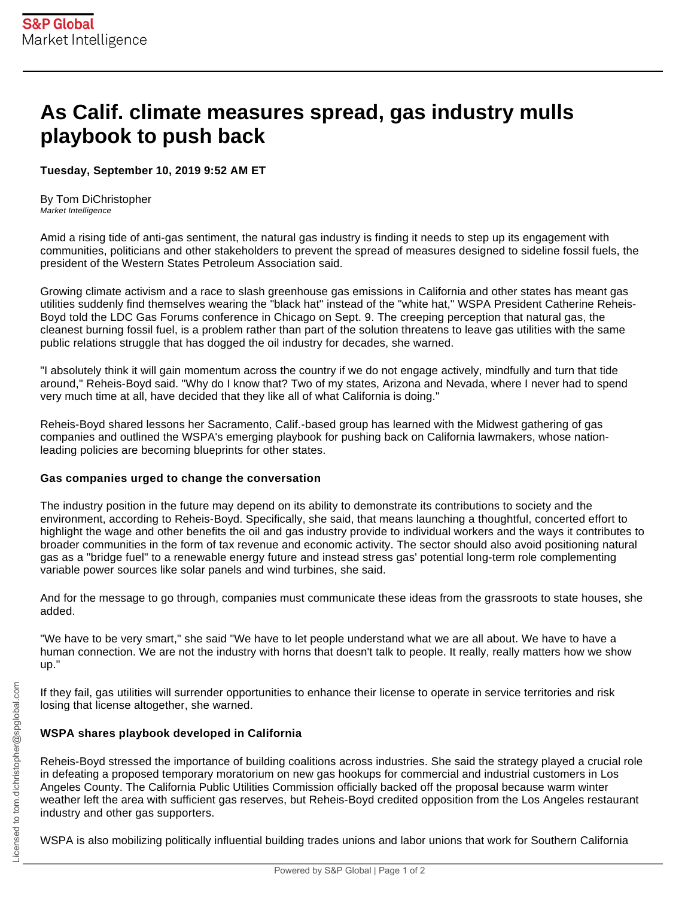# As Calif. climate measures spread, gas industry mulls playbook to push back

**Tuesday, September 10, 2019 9:52 AM ET**

By Tom DiChristopher
*Market Intelligence*

Amid a rising tide of anti-gas sentiment, the natural gas industry is finding it needs to step up its engagement with communities, politicians and other stakeholders to prevent the spread of measures designed to sideline fossil fuels, the president of the Western States Petroleum Association said.

Growing climate activism and a race to slash greenhouse gas emissions in California and other states has meant gas utilities suddenly find themselves wearing the "black hat" instead of the "white hat," WSPA President Catherine Reheis-Boyd told the LDC Gas Forums conference in Chicago on Sept. 9. The creeping perception that natural gas, the cleanest burning fossil fuel, is a problem rather than part of the solution threatens to leave gas utilities with the same public relations struggle that has dogged the oil industry for decades, she warned.

"I absolutely think it will gain momentum across the country if we do not engage actively, mindfully and turn that tide around," Reheis-Boyd said. "Why do I know that? Two of my states, Arizona and Nevada, where I never had to spend very much time at all, have decided that they like all of what California is doing."

Reheis-Boyd shared lessons her Sacramento, Calif.-based group has learned with the Midwest gathering of gas companies and outlined the WSPA's emerging playbook for pushing back on California lawmakers, whose nation-leading policies are becoming blueprints for other states.

### Gas companies urged to change the conversation

The industry position in the future may depend on its ability to demonstrate its contributions to society and the environment, according to Reheis-Boyd. Specifically, she said, that means launching a thoughtful, concerted effort to highlight the wage and other benefits the oil and gas industry provide to individual workers and the ways it contributes to broader communities in the form of tax revenue and economic activity. The sector should also avoid positioning natural gas as a "bridge fuel" to a renewable energy future and instead stress gas' potential long-term role complementing variable power sources like solar panels and wind turbines, she said.

And for the message to go through, companies must communicate these ideas from the grassroots to state houses, she added.

"We have to be very smart," she said "We have to let people understand what we are all about. We have to have a human connection. We are not the industry with horns that doesn't talk to people. It really, really matters how we show up."

If they fail, gas utilities will surrender opportunities to enhance their license to operate in service territories and risk losing that license altogether, she warned.

### WSPA shares playbook developed in California

Reheis-Boyd stressed the importance of building coalitions across industries. She said the strategy played a crucial role in defeating a proposed temporary moratorium on new gas hookups for commercial and industrial customers in Los Angeles County. The California Public Utilities Commission officially backed off the proposal because warm winter weather left the area with sufficient gas reserves, but Reheis-Boyd credited opposition from the Los Angeles restaurant industry and other gas supporters.

WSPA is also mobilizing politically influential building trades unions and labor unions that work for Southern California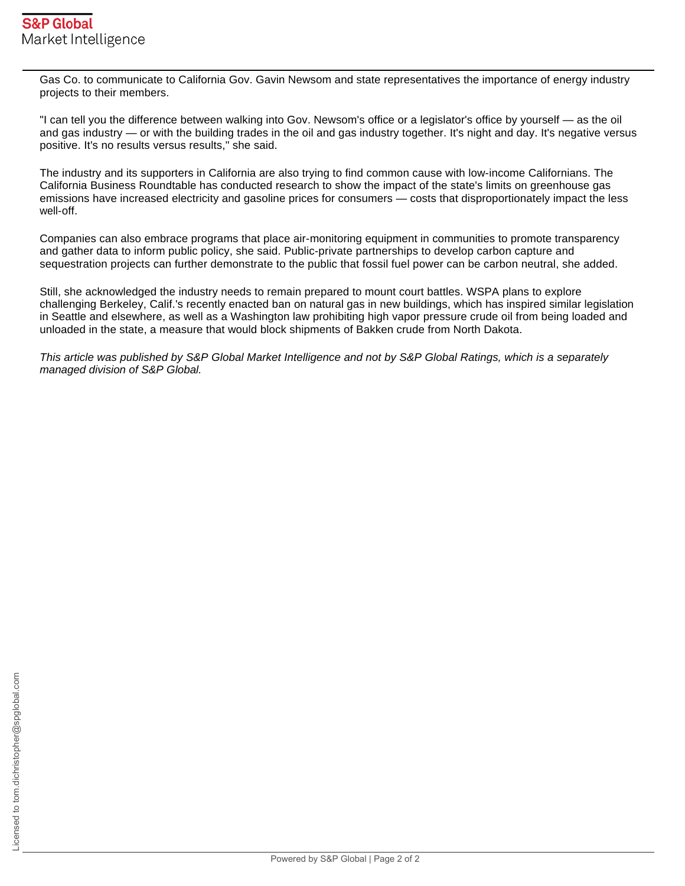Gas Co. to communicate to California Gov. Gavin Newsom and state representatives the importance of energy industry projects to their members.

"I can tell you the difference between walking into Gov. Newsom's office or a legislator's office by yourself — as the oil and gas industry — or with the building trades in the oil and gas industry together. It's night and day. It's negative versus positive. It's no results versus results," she said.

The industry and its supporters in California are also trying to find common cause with low-income Californians. The California Business Roundtable has conducted research to show the impact of the state's limits on greenhouse gas emissions have increased electricity and gasoline prices for consumers — costs that disproportionately impact the less well-off.

Companies can also embrace programs that place air-monitoring equipment in communities to promote transparency and gather data to inform public policy, she said. Public-private partnerships to develop carbon capture and sequestration projects can further demonstrate to the public that fossil fuel power can be carbon neutral, she added.

Still, she acknowledged the industry needs to remain prepared to mount court battles. WSPA plans to explore challenging Berkeley, Calif.'s recently enacted ban on natural gas in new buildings, which has inspired similar legislation in Seattle and elsewhere, as well as a Washington law prohibiting high vapor pressure crude oil from being loaded and unloaded in the state, a measure that would block shipments of Bakken crude from North Dakota.

*This article was published by S&P Global Market Intelligence and not by S&P Global Ratings, which is a separately managed division of S&P Global.*